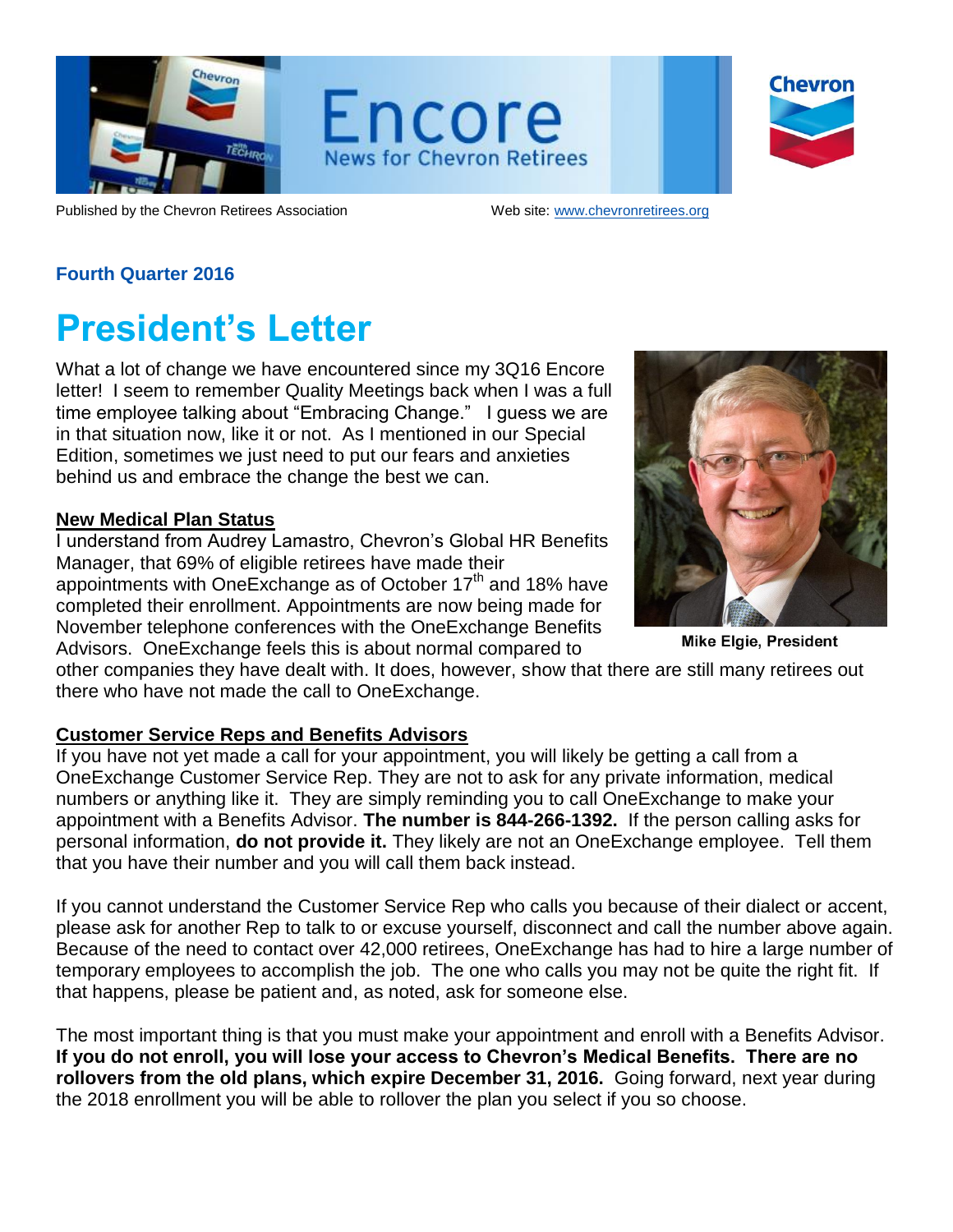# Encore

News for Chevron Retirees

Published by the Chevron Retirees Association    Web site: www.chevronretirees.org

### Fourth Quarter 2016

# President's Letter

What a lot of change we have encountered since my 3Q16 Encore letter! I seem to remember Quality Meetings back when I was a full time employee talking about "Embracing Change." I guess we are in that situation now, like it or not. As I mentioned in our Special Edition, sometimes we just need to put our fears and anxieties behind us and embrace the change the best we can.

Mike Elgie, President

**New Medical Plan Status**

I understand from Audrey Lamastro, Chevron's Global HR Benefits Manager, that 69% of eligible retirees have made their appointments with OneExchange as of October 17th and 18% have completed their enrollment. Appointments are now being made for November telephone conferences with the OneExchange Benefits Advisors. OneExchange feels this is about normal compared to other companies they have dealt with. It does, however, show that there are still many retirees out there who have not made the call to OneExchange.

**Customer Service Reps and Benefits Advisors**

If you have not yet made a call for your appointment, you will likely be getting a call from a OneExchange Customer Service Rep. They are not to ask for any private information, medical numbers or anything like it. They are simply reminding you to call OneExchange to make your appointment with a Benefits Advisor. **The number is 844-266-1392.** If the person calling asks for personal information, **do not provide it.** They likely are not an OneExchange employee. Tell them that you have their number and you will call them back instead.

If you cannot understand the Customer Service Rep who calls you because of their dialect or accent, please ask for another Rep to talk to or excuse yourself, disconnect and call the number above again. Because of the need to contact over 42,000 retirees, OneExchange has had to hire a large number of temporary employees to accomplish the job. The one who calls you may not be quite the right fit. If that happens, please be patient and, as noted, ask for someone else.

The most important thing is that you must make your appointment and enroll with a Benefits Advisor. **If you do not enroll, you will lose your access to Chevron's Medical Benefits. There are no rollovers from the old plans, which expire December 31, 2016.** Going forward, next year during the 2018 enrollment you will be able to rollover the plan you select if you so choose.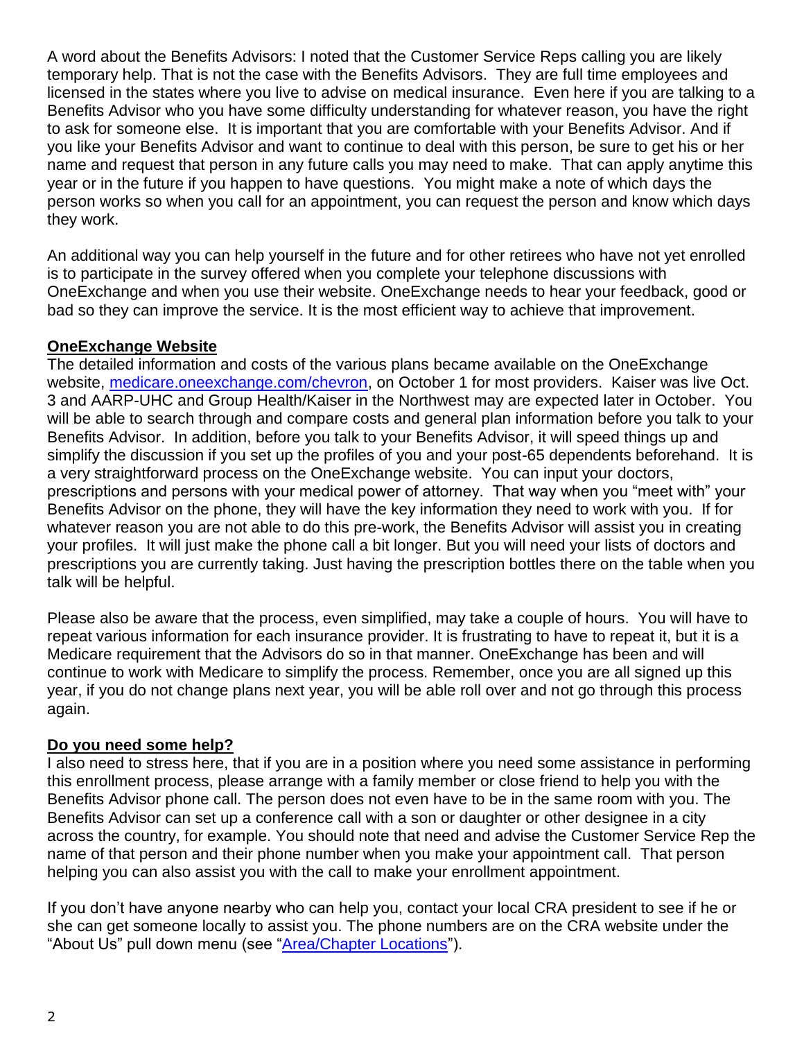A word about the Benefits Advisors: I noted that the Customer Service Reps calling you are likely temporary help. That is not the case with the Benefits Advisors. They are full time employees and licensed in the states where you live to advise on medical insurance. Even here if you are talking to a Benefits Advisor who you have some difficulty understanding for whatever reason, you have the right to ask for someone else. It is important that you are comfortable with your Benefits Advisor. And if you like your Benefits Advisor and want to continue to deal with this person, be sure to get his or her name and request that person in any future calls you may need to make. That can apply anytime this year or in the future if you happen to have questions. You might make a note of which days the person works so when you call for an appointment, you can request the person and know which days they work.

An additional way you can help yourself in the future and for other retirees who have not yet enrolled is to participate in the survey offered when you complete your telephone discussions with OneExchange and when you use their website. OneExchange needs to hear your feedback, good or bad so they can improve the service. It is the most efficient way to achieve that improvement.

## OneExchange Website

The detailed information and costs of the various plans became available on the OneExchange website, [medicare.oneexchange.com/chevron](medicare.oneexchange.com/chevron), on October 1 for most providers. Kaiser was live Oct. 3 and AARP-UHC and Group Health/Kaiser in the Northwest may are expected later in October. You will be able to search through and compare costs and general plan information before you talk to your Benefits Advisor. In addition, before you talk to your Benefits Advisor, it will speed things up and simplify the discussion if you set up the profiles of you and your post-65 dependents beforehand. It is a very straightforward process on the OneExchange website. You can input your doctors, prescriptions and persons with your medical power of attorney. That way when you "meet with" your Benefits Advisor on the phone, they will have the key information they need to work with you. If for whatever reason you are not able to do this pre-work, the Benefits Advisor will assist you in creating your profiles. It will just make the phone call a bit longer. But you will need your lists of doctors and prescriptions you are currently taking. Just having the prescription bottles there on the table when you talk will be helpful.

Please also be aware that the process, even simplified, may take a couple of hours. You will have to repeat various information for each insurance provider. It is frustrating to have to repeat it, but it is a Medicare requirement that the Advisors do so in that manner. OneExchange has been and will continue to work with Medicare to simplify the process. Remember, once you are all signed up this year, if you do not change plans next year, you will be able roll over and not go through this process again.

## Do you need some help?

I also need to stress here, that if you are in a position where you need some assistance in performing this enrollment process, please arrange with a family member or close friend to help you with the Benefits Advisor phone call. The person does not even have to be in the same room with you. The Benefits Advisor can set up a conference call with a son or daughter or other designee in a city across the country, for example. You should note that need and advise the Customer Service Rep the name of that person and their phone number when you make your appointment call. That person helping you can also assist you with the call to make your enrollment appointment.

If you don't have anyone nearby who can help you, contact your local CRA president to see if he or she can get someone locally to assist you. The phone numbers are on the CRA website under the "About Us" pull down menu (see "Area/Chapter Locations").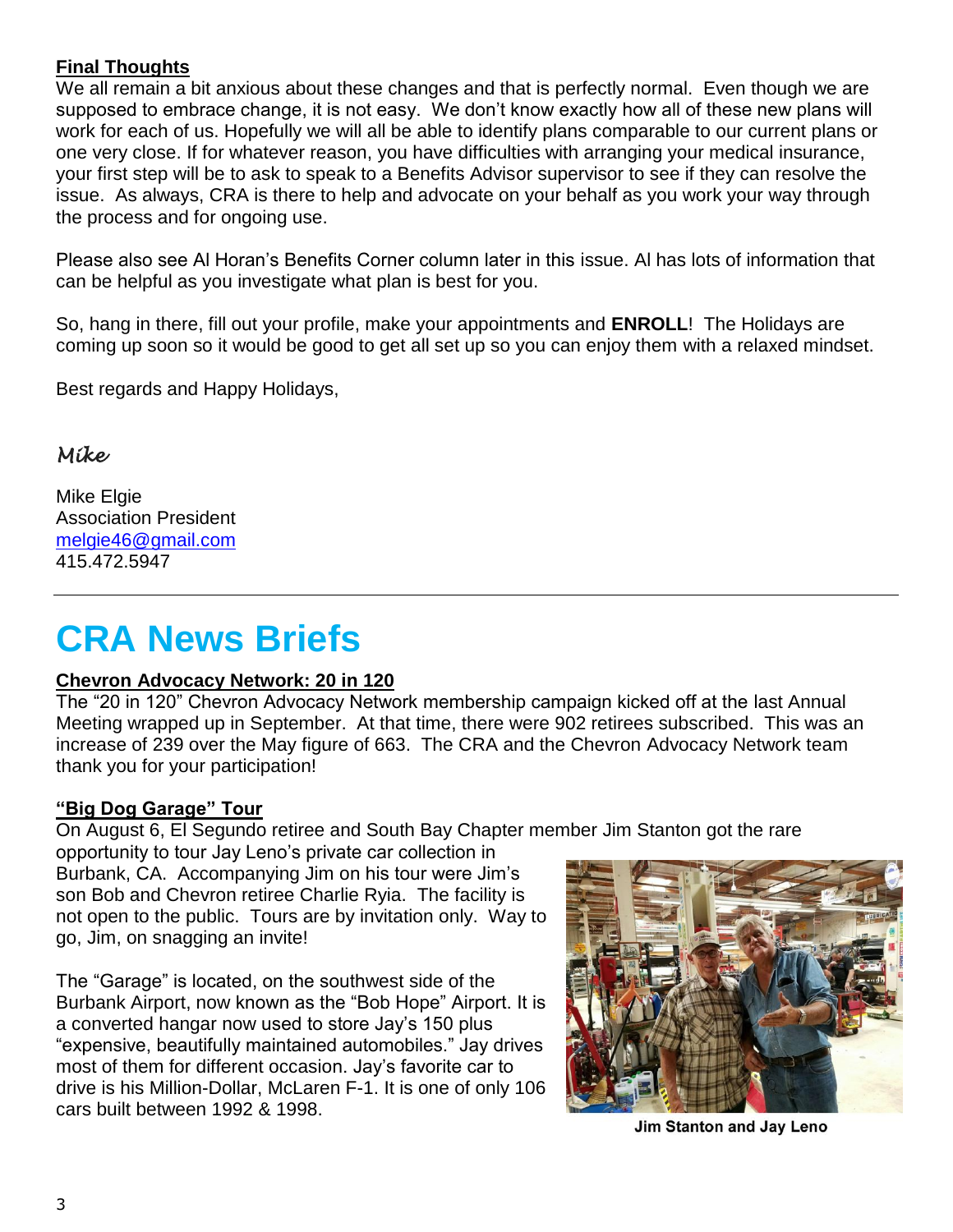**Final Thoughts**

We all remain a bit anxious about these changes and that is perfectly normal. Even though we are supposed to embrace change, it is not easy. We don't know exactly how all of these new plans will work for each of us. Hopefully we will all be able to identify plans comparable to our current plans or one very close. If for whatever reason, you have difficulties with arranging your medical insurance, your first step will be to ask to speak to a Benefits Advisor supervisor to see if they can resolve the issue. As always, CRA is there to help and advocate on your behalf as you work your way through the process and for ongoing use.

Please also see Al Horan's Benefits Corner column later in this issue. Al has lots of information that can be helpful as you investigate what plan is best for you.

So, hang in there, fill out your profile, make your appointments and **ENROLL**! The Holidays are coming up soon so it would be good to get all set up so you can enjoy them with a relaxed mindset.

Best regards and Happy Holidays,

*Mike*

Mike Elgie
Association President
melgie46@gmail.com
415.472.5947

---

# CRA News Briefs

**Chevron Advocacy Network: 20 in 120**

The "20 in 120" Chevron Advocacy Network membership campaign kicked off at the last Annual Meeting wrapped up in September. At that time, there were 902 retirees subscribed. This was an increase of 239 over the May figure of 663. The CRA and the Chevron Advocacy Network team thank you for your participation!

**"Big Dog Garage" Tour**

On August 6, El Segundo retiree and South Bay Chapter member Jim Stanton got the rare opportunity to tour Jay Leno's private car collection in Burbank, CA. Accompanying Jim on his tour were Jim's son Bob and Chevron retiree Charlie Ryia. The facility is not open to the public. Tours are by invitation only. Way to go, Jim, on snagging an invite!

The "Garage" is located, on the southwest side of the Burbank Airport, now known as the "Bob Hope" Airport. It is a converted hangar now used to store Jay's 150 plus "expensive, beautifully maintained automobiles." Jay drives most of them for different occasion. Jay's favorite car to drive is his Million-Dollar, McLaren F-1. It is one of only 106 cars built between 1992 & 1998.

**Jim Stanton and Jay Leno**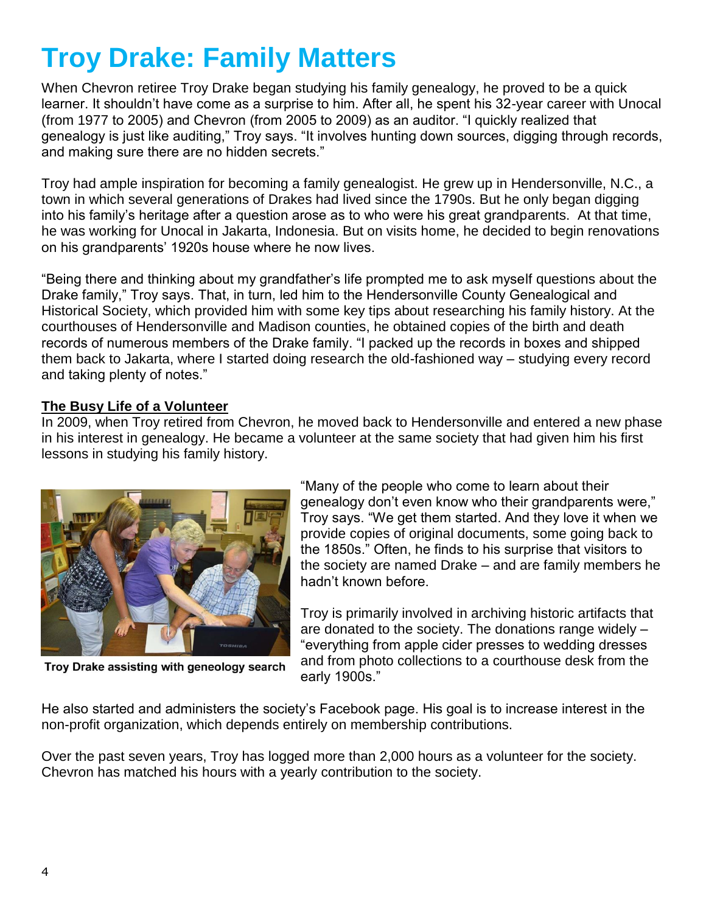# Troy Drake: Family Matters

When Chevron retiree Troy Drake began studying his family genealogy, he proved to be a quick learner. It shouldn't have come as a surprise to him. After all, he spent his 32-year career with Unocal (from 1977 to 2005) and Chevron (from 2005 to 2009) as an auditor. "I quickly realized that genealogy is just like auditing," Troy says. "It involves hunting down sources, digging through records, and making sure there are no hidden secrets."

Troy had ample inspiration for becoming a family genealogist. He grew up in Hendersonville, N.C., a town in which several generations of Drakes had lived since the 1790s. But he only began digging into his family's heritage after a question arose as to who were his great grandparents. At that time, he was working for Unocal in Jakarta, Indonesia. But on visits home, he decided to begin renovations on his grandparents' 1920s house where he now lives.

"Being there and thinking about my grandfather's life prompted me to ask myself questions about the Drake family," Troy says. That, in turn, led him to the Hendersonville County Genealogical and Historical Society, which provided him with some key tips about researching his family history. At the courthouses of Hendersonville and Madison counties, he obtained copies of the birth and death records of numerous members of the Drake family. "I packed up the records in boxes and shipped them back to Jakarta, where I started doing research the old-fashioned way – studying every record and taking plenty of notes."

**The Busy Life of a Volunteer**

In 2009, when Troy retired from Chevron, he moved back to Hendersonville and entered a new phase in his interest in genealogy. He became a volunteer at the same society that had given him his first lessons in studying his family history.

**Troy Drake assisting with geneology search**

"Many of the people who come to learn about their genealogy don't even know who their grandparents were," Troy says. "We get them started. And they love it when we provide copies of original documents, some going back to the 1850s." Often, he finds to his surprise that visitors to the society are named Drake – and are family members he hadn't known before.

Troy is primarily involved in archiving historic artifacts that are donated to the society. The donations range widely – "everything from apple cider presses to wedding dresses and from photo collections to a courthouse desk from the early 1900s."

He also started and administers the society's Facebook page. His goal is to increase interest in the non-profit organization, which depends entirely on membership contributions.

Over the past seven years, Troy has logged more than 2,000 hours as a volunteer for the society. Chevron has matched his hours with a yearly contribution to the society.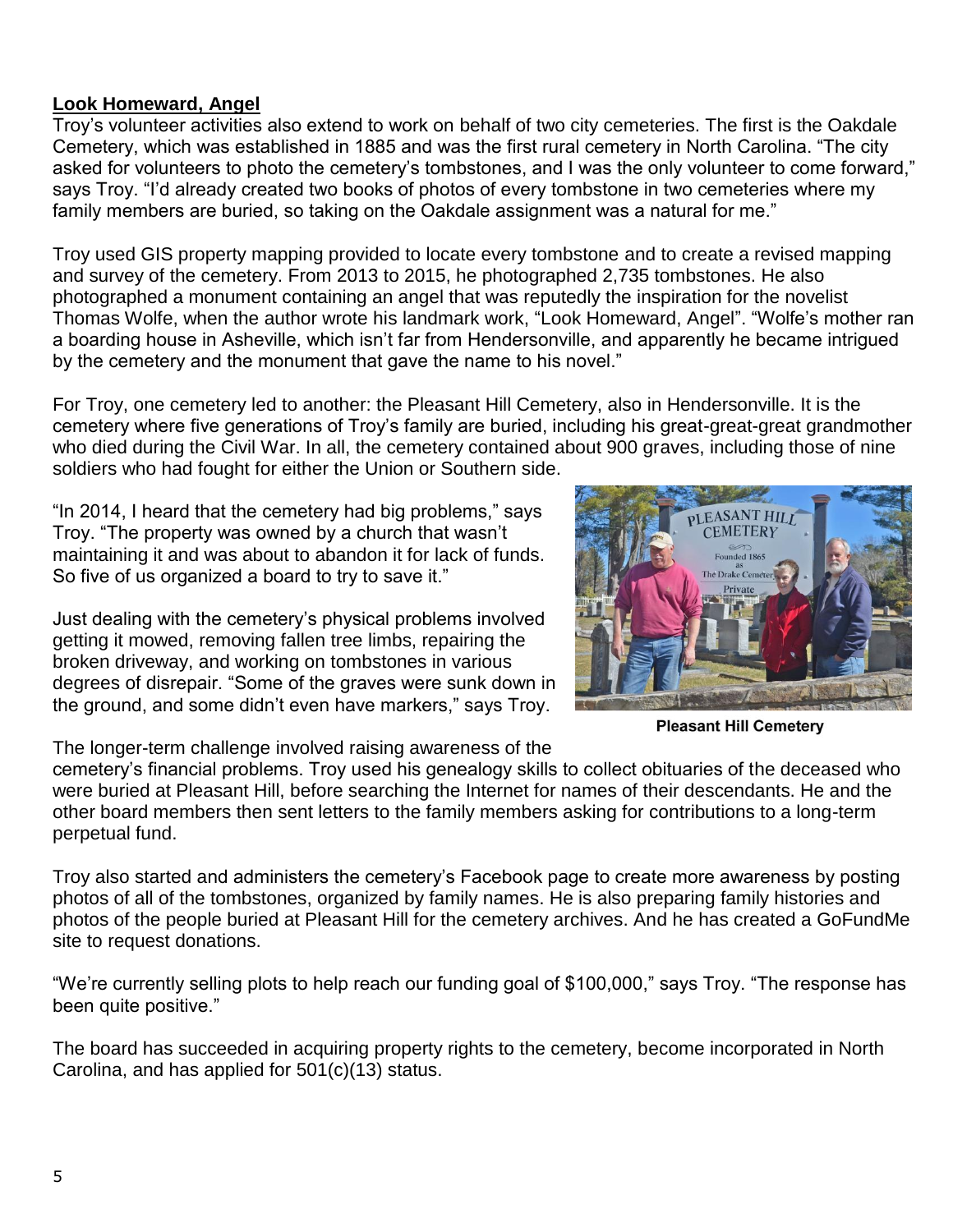**Look Homeward, Angel**

Troy's volunteer activities also extend to work on behalf of two city cemeteries. The first is the Oakdale Cemetery, which was established in 1885 and was the first rural cemetery in North Carolina. "The city asked for volunteers to photo the cemetery's tombstones, and I was the only volunteer to come forward," says Troy. "I'd already created two books of photos of every tombstone in two cemeteries where my family members are buried, so taking on the Oakdale assignment was a natural for me."

Troy used GIS property mapping provided to locate every tombstone and to create a revised mapping and survey of the cemetery. From 2013 to 2015, he photographed 2,735 tombstones. He also photographed a monument containing an angel that was reputedly the inspiration for the novelist Thomas Wolfe, when the author wrote his landmark work, "Look Homeward, Angel". "Wolfe's mother ran a boarding house in Asheville, which isn't far from Hendersonville, and apparently he became intrigued by the cemetery and the monument that gave the name to his novel."

For Troy, one cemetery led to another: the Pleasant Hill Cemetery, also in Hendersonville. It is the cemetery where five generations of Troy's family are buried, including his great-great-great grandmother who died during the Civil War. In all, the cemetery contained about 900 graves, including those of nine soldiers who had fought for either the Union or Southern side.

"In 2014, I heard that the cemetery had big problems," says Troy. "The property was owned by a church that wasn't maintaining it and was about to abandon it for lack of funds. So five of us organized a board to try to save it."

Just dealing with the cemetery's physical problems involved getting it mowed, removing fallen tree limbs, repairing the broken driveway, and working on tombstones in various degrees of disrepair. "Some of the graves were sunk down in the ground, and some didn't even have markers," says Troy.

Pleasant Hill Cemetery

The longer-term challenge involved raising awareness of the cemetery's financial problems. Troy used his genealogy skills to collect obituaries of the deceased who were buried at Pleasant Hill, before searching the Internet for names of their descendants. He and the other board members then sent letters to the family members asking for contributions to a long-term perpetual fund.

Troy also started and administers the cemetery's Facebook page to create more awareness by posting photos of all of the tombstones, organized by family names. He is also preparing family histories and photos of the people buried at Pleasant Hill for the cemetery archives. And he has created a GoFundMe site to request donations.

"We're currently selling plots to help reach our funding goal of $100,000," says Troy. "The response has been quite positive."

The board has succeeded in acquiring property rights to the cemetery, become incorporated in North Carolina, and has applied for 501(c)(13) status.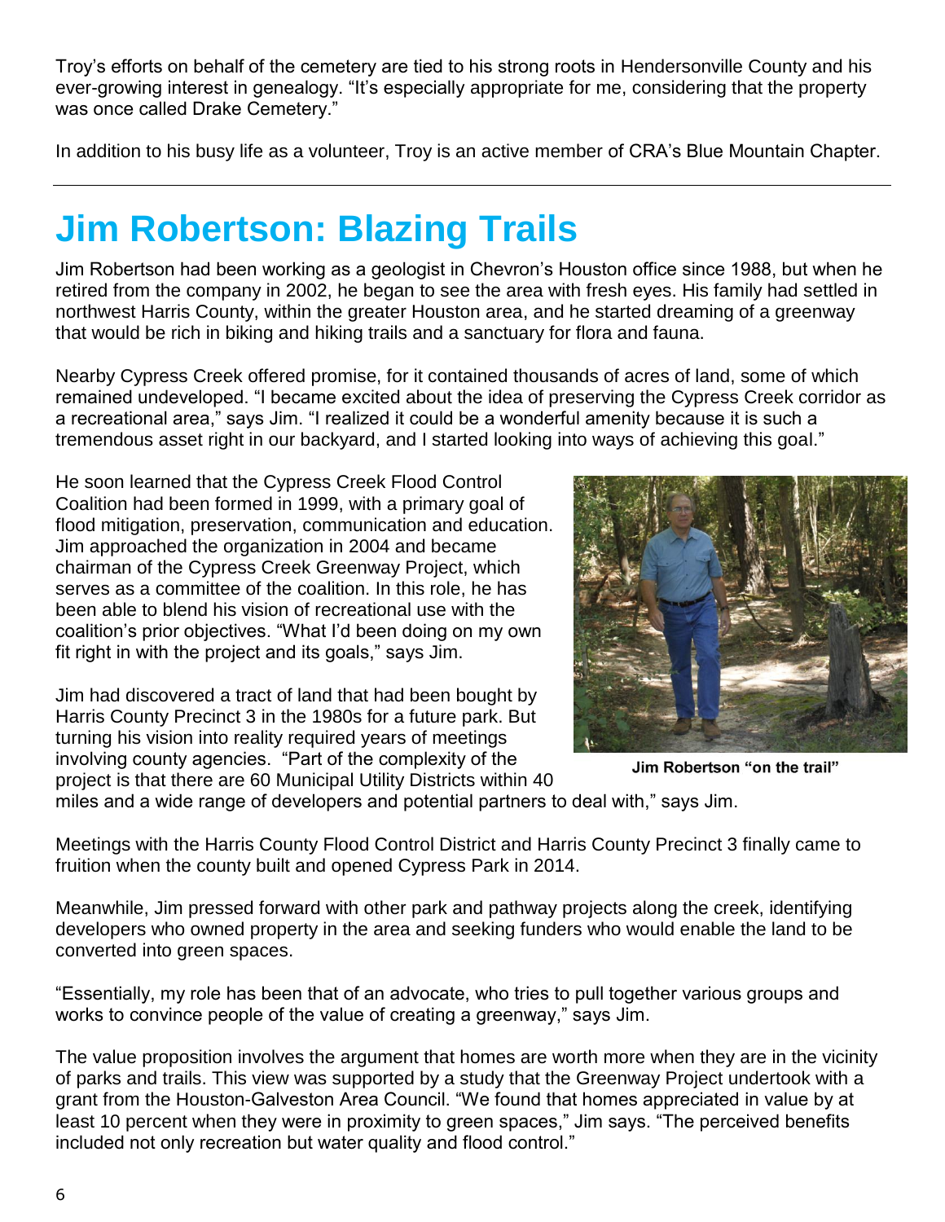Troy's efforts on behalf of the cemetery are tied to his strong roots in Hendersonville County and his ever-growing interest in genealogy. "It's especially appropriate for me, considering that the property was once called Drake Cemetery."

In addition to his busy life as a volunteer, Troy is an active member of CRA's Blue Mountain Chapter.

---

# Jim Robertson: Blazing Trails

Jim Robertson had been working as a geologist in Chevron's Houston office since 1988, but when he retired from the company in 2002, he began to see the area with fresh eyes. His family had settled in northwest Harris County, within the greater Houston area, and he started dreaming of a greenway that would be rich in biking and hiking trails and a sanctuary for flora and fauna.

Nearby Cypress Creek offered promise, for it contained thousands of acres of land, some of which remained undeveloped. "I became excited about the idea of preserving the Cypress Creek corridor as a recreational area," says Jim. "I realized it could be a wonderful amenity because it is such a tremendous asset right in our backyard, and I started looking into ways of achieving this goal."

He soon learned that the Cypress Creek Flood Control Coalition had been formed in 1999, with a primary goal of flood mitigation, preservation, communication and education. Jim approached the organization in 2004 and became chairman of the Cypress Creek Greenway Project, which serves as a committee of the coalition. In this role, he has been able to blend his vision of recreational use with the coalition's prior objectives. "What I'd been doing on my own fit right in with the project and its goals," says Jim.

Jim had discovered a tract of land that had been bought by Harris County Precinct 3 in the 1980s for a future park. But turning his vision into reality required years of meetings involving county agencies. "Part of the complexity of the project is that there are 60 Municipal Utility Districts within 40 miles and a wide range of developers and potential partners to deal with," says Jim.

**Jim Robertson "on the trail"**

Meetings with the Harris County Flood Control District and Harris County Precinct 3 finally came to fruition when the county built and opened Cypress Park in 2014.

Meanwhile, Jim pressed forward with other park and pathway projects along the creek, identifying developers who owned property in the area and seeking funders who would enable the land to be converted into green spaces.

"Essentially, my role has been that of an advocate, who tries to pull together various groups and works to convince people of the value of creating a greenway," says Jim.

The value proposition involves the argument that homes are worth more when they are in the vicinity of parks and trails. This view was supported by a study that the Greenway Project undertook with a grant from the Houston-Galveston Area Council. "We found that homes appreciated in value by at least 10 percent when they were in proximity to green spaces," Jim says. "The perceived benefits included not only recreation but water quality and flood control."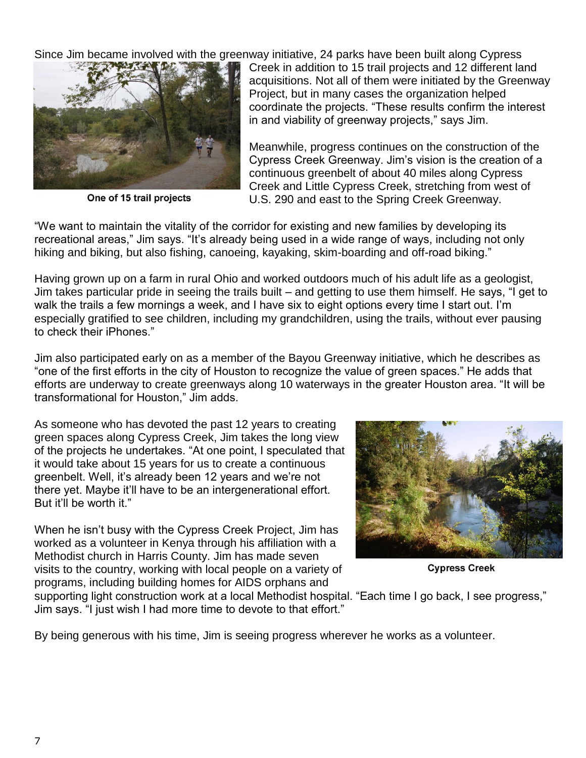Since Jim became involved with the greenway initiative, 24 parks have been built along Cypress Creek in addition to 15 trail projects and 12 different land acquisitions. Not all of them were initiated by the Greenway Project, but in many cases the organization helped coordinate the projects. "These results confirm the interest in and viability of greenway projects," says Jim.

One of 15 trail projects

Meanwhile, progress continues on the construction of the Cypress Creek Greenway. Jim's vision is the creation of a continuous greenbelt of about 40 miles along Cypress Creek and Little Cypress Creek, stretching from west of U.S. 290 and east to the Spring Creek Greenway.

"We want to maintain the vitality of the corridor for existing and new families by developing its recreational areas," Jim says. "It's already being used in a wide range of ways, including not only hiking and biking, but also fishing, canoeing, kayaking, skim-boarding and off-road biking."

Having grown up on a farm in rural Ohio and worked outdoors much of his adult life as a geologist, Jim takes particular pride in seeing the trails built – and getting to use them himself. He says, "I get to walk the trails a few mornings a week, and I have six to eight options every time I start out. I'm especially gratified to see children, including my grandchildren, using the trails, without ever pausing to check their iPhones."

Jim also participated early on as a member of the Bayou Greenway initiative, which he describes as "one of the first efforts in the city of Houston to recognize the value of green spaces." He adds that efforts are underway to create greenways along 10 waterways in the greater Houston area. "It will be transformational for Houston," Jim adds.

As someone who has devoted the past 12 years to creating green spaces along Cypress Creek, Jim takes the long view of the projects he undertakes. "At one point, I speculated that it would take about 15 years for us to create a continuous greenbelt. Well, it's already been 12 years and we're not there yet. Maybe it'll have to be an intergenerational effort. But it'll be worth it."

When he isn't busy with the Cypress Creek Project, Jim has worked as a volunteer in Kenya through his affiliation with a Methodist church in Harris County. Jim has made seven visits to the country, working with local people on a variety of programs, including building homes for AIDS orphans and supporting light construction work at a local Methodist hospital. "Each time I go back, I see progress," Jim says. "I just wish I had more time to devote to that effort."

Cypress Creek

By being generous with his time, Jim is seeing progress wherever he works as a volunteer.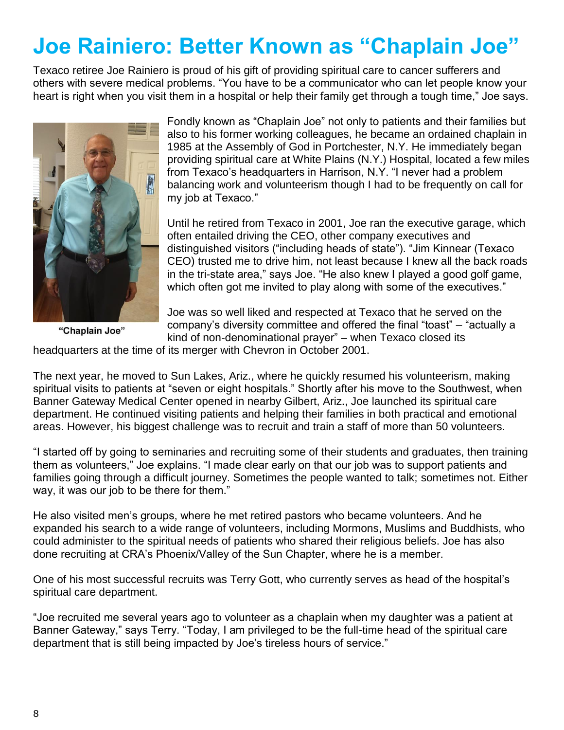# Joe Rainiero: Better Known as "Chaplain Joe"

Texaco retiree Joe Rainiero is proud of his gift of providing spiritual care to cancer sufferers and others with severe medical problems. "You have to be a communicator who can let people know your heart is right when you visit them in a hospital or help their family get through a tough time," Joe says.

"Chaplain Joe"

Fondly known as "Chaplain Joe" not only to patients and their families but also to his former working colleagues, he became an ordained chaplain in 1985 at the Assembly of God in Portchester, N.Y. He immediately began providing spiritual care at White Plains (N.Y.) Hospital, located a few miles from Texaco's headquarters in Harrison, N.Y. "I never had a problem balancing work and volunteerism though I had to be frequently on call for my job at Texaco."

Until he retired from Texaco in 2001, Joe ran the executive garage, which often entailed driving the CEO, other company executives and distinguished visitors ("including heads of state"). "Jim Kinnear (Texaco CEO) trusted me to drive him, not least because I knew all the back roads in the tri-state area," says Joe. "He also knew I played a good golf game, which often got me invited to play along with some of the executives."

Joe was so well liked and respected at Texaco that he served on the company's diversity committee and offered the final "toast" – "actually a kind of non-denominational prayer" – when Texaco closed its headquarters at the time of its merger with Chevron in October 2001.

The next year, he moved to Sun Lakes, Ariz., where he quickly resumed his volunteerism, making spiritual visits to patients at "seven or eight hospitals." Shortly after his move to the Southwest, when Banner Gateway Medical Center opened in nearby Gilbert, Ariz., Joe launched its spiritual care department. He continued visiting patients and helping their families in both practical and emotional areas. However, his biggest challenge was to recruit and train a staff of more than 50 volunteers.

"I started off by going to seminaries and recruiting some of their students and graduates, then training them as volunteers," Joe explains. "I made clear early on that our job was to support patients and families going through a difficult journey. Sometimes the people wanted to talk; sometimes not. Either way, it was our job to be there for them."

He also visited men's groups, where he met retired pastors who became volunteers. And he expanded his search to a wide range of volunteers, including Mormons, Muslims and Buddhists, who could administer to the spiritual needs of patients who shared their religious beliefs. Joe has also done recruiting at CRA's Phoenix/Valley of the Sun Chapter, where he is a member.

One of his most successful recruits was Terry Gott, who currently serves as head of the hospital's spiritual care department.

"Joe recruited me several years ago to volunteer as a chaplain when my daughter was a patient at Banner Gateway," says Terry. "Today, I am privileged to be the full-time head of the spiritual care department that is still being impacted by Joe's tireless hours of service."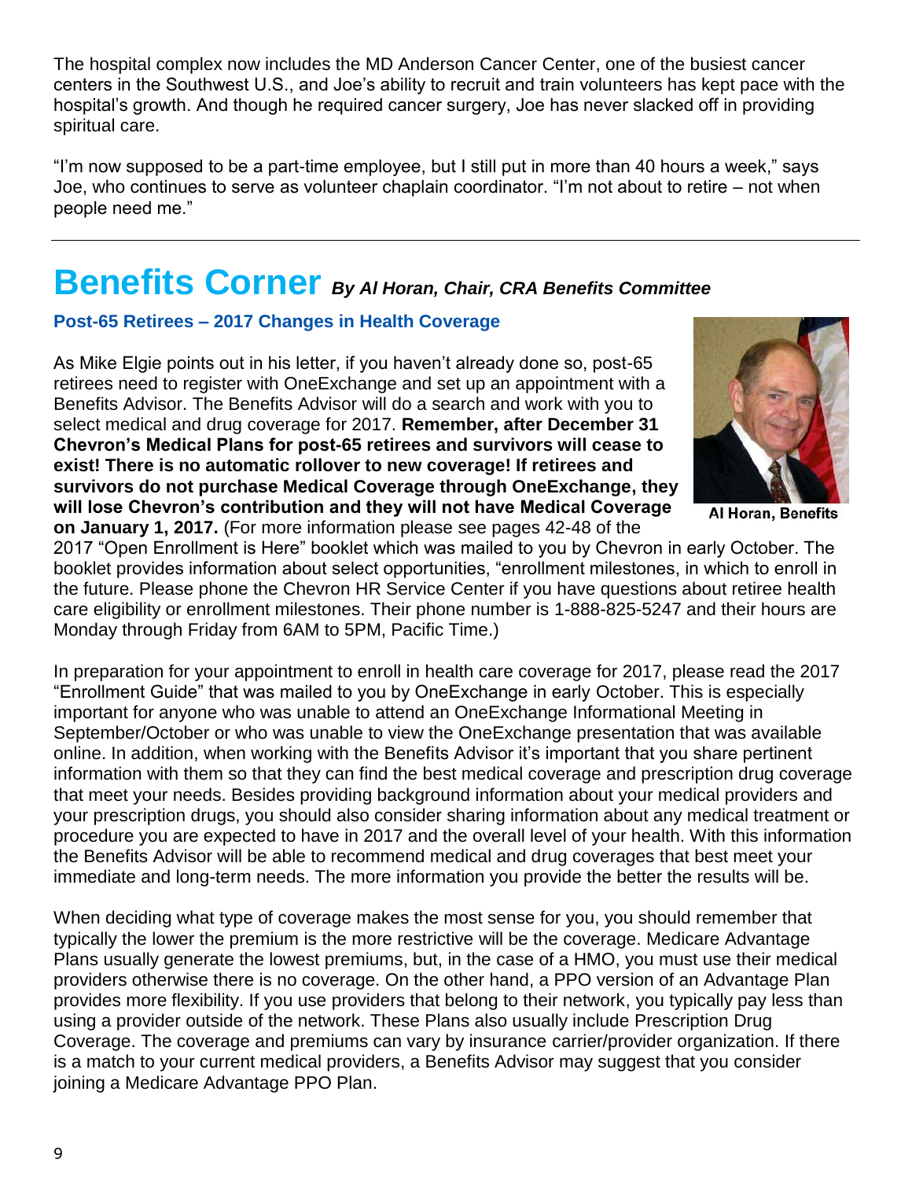The hospital complex now includes the MD Anderson Cancer Center, one of the busiest cancer centers in the Southwest U.S., and Joe's ability to recruit and train volunteers has kept pace with the hospital's growth. And though he required cancer surgery, Joe has never slacked off in providing spiritual care.

"I'm now supposed to be a part-time employee, but I still put in more than 40 hours a week," says Joe, who continues to serve as volunteer chaplain coordinator. "I'm not about to retire – not when people need me."

---

# Benefits Corner *By Al Horan, Chair, CRA Benefits Committee*

### Post-65 Retirees – 2017 Changes in Health Coverage

Al Horan, Benefits

As Mike Elgie points out in his letter, if you haven't already done so, post-65 retirees need to register with OneExchange and set up an appointment with a Benefits Advisor. The Benefits Advisor will do a search and work with you to select medical and drug coverage for 2017. **Remember, after December 31 Chevron's Medical Plans for post-65 retirees and survivors will cease to exist! There is no automatic rollover to new coverage! If retirees and survivors do not purchase Medical Coverage through OneExchange, they will lose Chevron's contribution and they will not have Medical Coverage on January 1, 2017.** (For more information please see pages 42-48 of the 2017 "Open Enrollment is Here" booklet which was mailed to you by Chevron in early October. The booklet provides information about select opportunities, "enrollment milestones, in which to enroll in the future. Please phone the Chevron HR Service Center if you have questions about retiree health care eligibility or enrollment milestones. Their phone number is 1-888-825-5247 and their hours are Monday through Friday from 6AM to 5PM, Pacific Time.)

In preparation for your appointment to enroll in health care coverage for 2017, please read the 2017 "Enrollment Guide" that was mailed to you by OneExchange in early October. This is especially important for anyone who was unable to attend an OneExchange Informational Meeting in September/October or who was unable to view the OneExchange presentation that was available online. In addition, when working with the Benefits Advisor it's important that you share pertinent information with them so that they can find the best medical coverage and prescription drug coverage that meet your needs. Besides providing background information about your medical providers and your prescription drugs, you should also consider sharing information about any medical treatment or procedure you are expected to have in 2017 and the overall level of your health. With this information the Benefits Advisor will be able to recommend medical and drug coverages that best meet your immediate and long-term needs. The more information you provide the better the results will be.

When deciding what type of coverage makes the most sense for you, you should remember that typically the lower the premium is the more restrictive will be the coverage. Medicare Advantage Plans usually generate the lowest premiums, but, in the case of a HMO, you must use their medical providers otherwise there is no coverage. On the other hand, a PPO version of an Advantage Plan provides more flexibility. If you use providers that belong to their network, you typically pay less than using a provider outside of the network. These Plans also usually include Prescription Drug Coverage. The coverage and premiums can vary by insurance carrier/provider organization. If there is a match to your current medical providers, a Benefits Advisor may suggest that you consider joining a Medicare Advantage PPO Plan.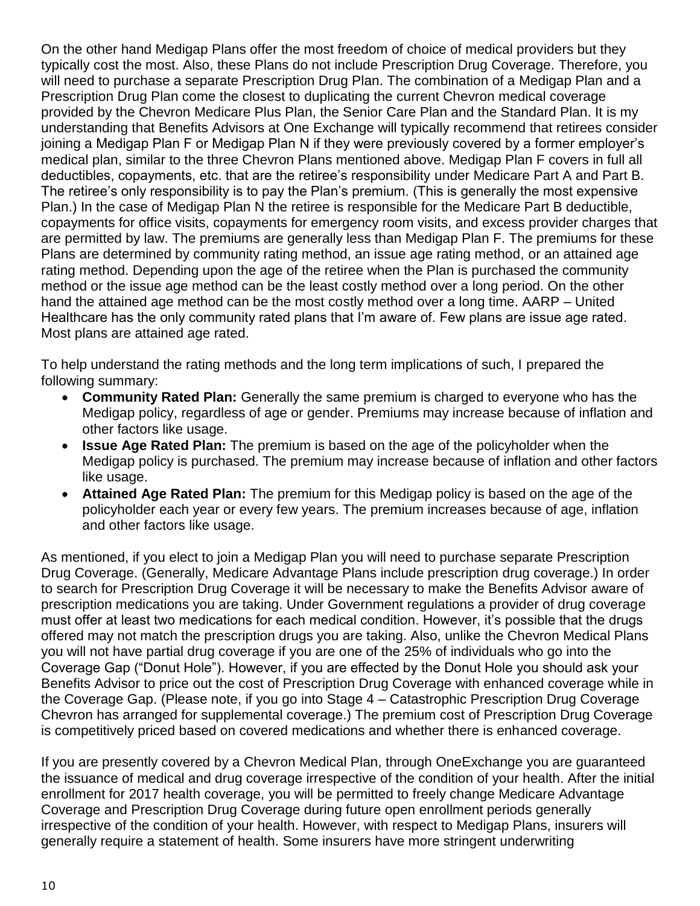On the other hand Medigap Plans offer the most freedom of choice of medical providers but they typically cost the most. Also, these Plans do not include Prescription Drug Coverage. Therefore, you will need to purchase a separate Prescription Drug Plan. The combination of a Medigap Plan and a Prescription Drug Plan come the closest to duplicating the current Chevron medical coverage provided by the Chevron Medicare Plus Plan, the Senior Care Plan and the Standard Plan. It is my understanding that Benefits Advisors at One Exchange will typically recommend that retirees consider joining a Medigap Plan F or Medigap Plan N if they were previously covered by a former employer's medical plan, similar to the three Chevron Plans mentioned above. Medigap Plan F covers in full all deductibles, copayments, etc. that are the retiree's responsibility under Medicare Part A and Part B. The retiree's only responsibility is to pay the Plan's premium. (This is generally the most expensive Plan.) In the case of Medigap Plan N the retiree is responsible for the Medicare Part B deductible, copayments for office visits, copayments for emergency room visits, and excess provider charges that are permitted by law. The premiums are generally less than Medigap Plan F. The premiums for these Plans are determined by community rating method, an issue age rating method, or an attained age rating method. Depending upon the age of the retiree when the Plan is purchased the community method or the issue age method can be the least costly method over a long period. On the other hand the attained age method can be the most costly method over a long time. AARP – United Healthcare has the only community rated plans that I'm aware of. Few plans are issue age rated. Most plans are attained age rated.

To help understand the rating methods and the long term implications of such, I prepared the following summary:

- **Community Rated Plan:** Generally the same premium is charged to everyone who has the Medigap policy, regardless of age or gender. Premiums may increase because of inflation and other factors like usage.
- **Issue Age Rated Plan:** The premium is based on the age of the policyholder when the Medigap policy is purchased. The premium may increase because of inflation and other factors like usage.
- **Attained Age Rated Plan:** The premium for this Medigap policy is based on the age of the policyholder each year or every few years. The premium increases because of age, inflation and other factors like usage.

As mentioned, if you elect to join a Medigap Plan you will need to purchase separate Prescription Drug Coverage. (Generally, Medicare Advantage Plans include prescription drug coverage.) In order to search for Prescription Drug Coverage it will be necessary to make the Benefits Advisor aware of prescription medications you are taking. Under Government regulations a provider of drug coverage must offer at least two medications for each medical condition. However, it's possible that the drugs offered may not match the prescription drugs you are taking. Also, unlike the Chevron Medical Plans you will not have partial drug coverage if you are one of the 25% of individuals who go into the Coverage Gap ("Donut Hole"). However, if you are effected by the Donut Hole you should ask your Benefits Advisor to price out the cost of Prescription Drug Coverage with enhanced coverage while in the Coverage Gap. (Please note, if you go into Stage 4 – Catastrophic Prescription Drug Coverage Chevron has arranged for supplemental coverage.) The premium cost of Prescription Drug Coverage is competitively priced based on covered medications and whether there is enhanced coverage.

If you are presently covered by a Chevron Medical Plan, through OneExchange you are guaranteed the issuance of medical and drug coverage irrespective of the condition of your health. After the initial enrollment for 2017 health coverage, you will be permitted to freely change Medicare Advantage Coverage and Prescription Drug Coverage during future open enrollment periods generally irrespective of the condition of your health. However, with respect to Medigap Plans, insurers will generally require a statement of health. Some insurers have more stringent underwriting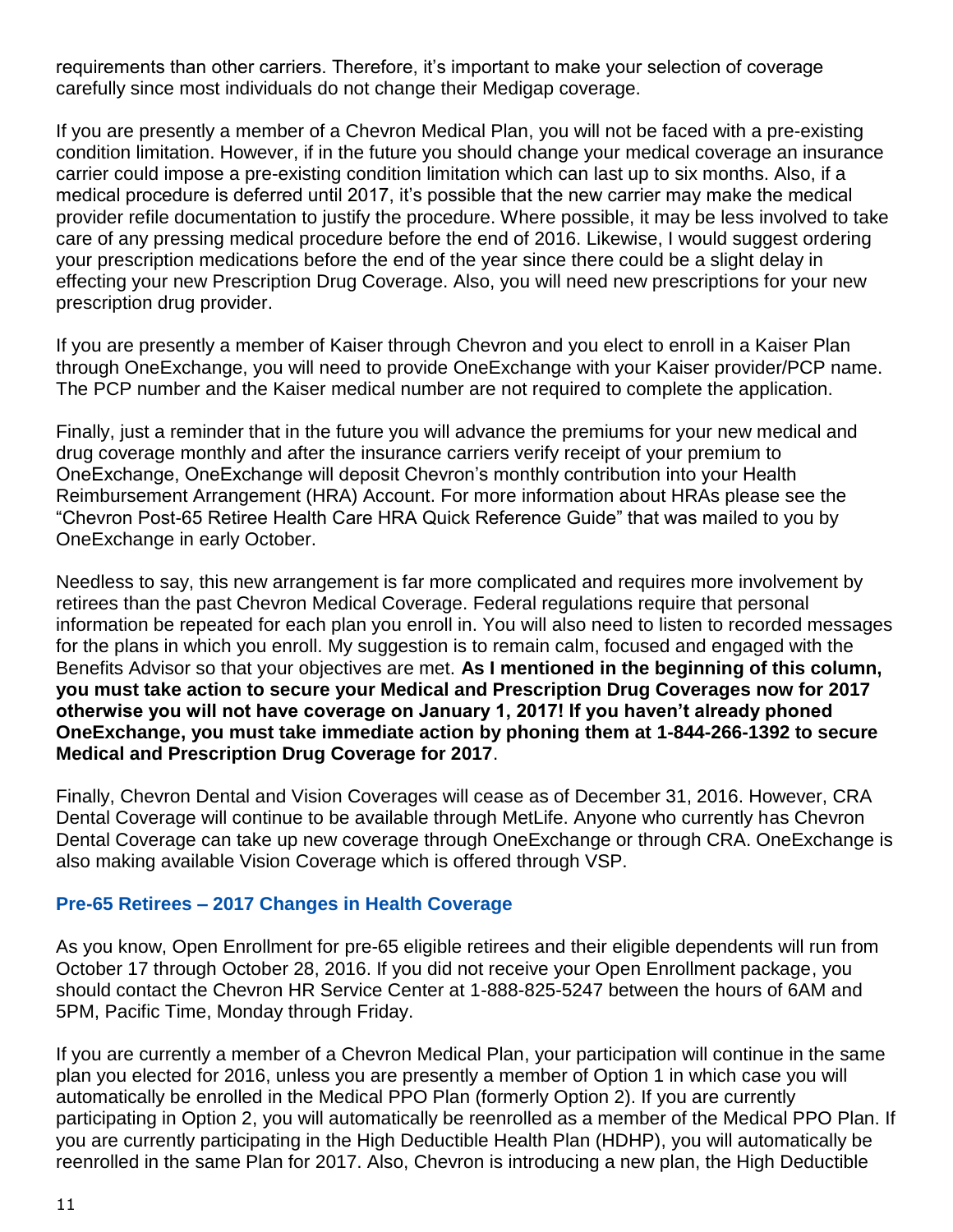requirements than other carriers. Therefore, it's important to make your selection of coverage carefully since most individuals do not change their Medigap coverage.

If you are presently a member of a Chevron Medical Plan, you will not be faced with a pre-existing condition limitation. However, if in the future you should change your medical coverage an insurance carrier could impose a pre-existing condition limitation which can last up to six months. Also, if a medical procedure is deferred until 2017, it's possible that the new carrier may make the medical provider refile documentation to justify the procedure. Where possible, it may be less involved to take care of any pressing medical procedure before the end of 2016. Likewise, I would suggest ordering your prescription medications before the end of the year since there could be a slight delay in effecting your new Prescription Drug Coverage. Also, you will need new prescriptions for your new prescription drug provider.

If you are presently a member of Kaiser through Chevron and you elect to enroll in a Kaiser Plan through OneExchange, you will need to provide OneExchange with your Kaiser provider/PCP name. The PCP number and the Kaiser medical number are not required to complete the application.

Finally, just a reminder that in the future you will advance the premiums for your new medical and drug coverage monthly and after the insurance carriers verify receipt of your premium to OneExchange, OneExchange will deposit Chevron's monthly contribution into your Health Reimbursement Arrangement (HRA) Account. For more information about HRAs please see the "Chevron Post-65 Retiree Health Care HRA Quick Reference Guide" that was mailed to you by OneExchange in early October.

Needless to say, this new arrangement is far more complicated and requires more involvement by retirees than the past Chevron Medical Coverage. Federal regulations require that personal information be repeated for each plan you enroll in. You will also need to listen to recorded messages for the plans in which you enroll. My suggestion is to remain calm, focused and engaged with the Benefits Advisor so that your objectives are met. **As I mentioned in the beginning of this column, you must take action to secure your Medical and Prescription Drug Coverages now for 2017 otherwise you will not have coverage on January 1, 2017! If you haven't already phoned OneExchange, you must take immediate action by phoning them at 1-844-266-1392 to secure Medical and Prescription Drug Coverage for 2017**.

Finally, Chevron Dental and Vision Coverages will cease as of December 31, 2016. However, CRA Dental Coverage will continue to be available through MetLife. Anyone who currently has Chevron Dental Coverage can take up new coverage through OneExchange or through CRA. OneExchange is also making available Vision Coverage which is offered through VSP.

### Pre-65 Retirees – 2017 Changes in Health Coverage

As you know, Open Enrollment for pre-65 eligible retirees and their eligible dependents will run from October 17 through October 28, 2016. If you did not receive your Open Enrollment package, you should contact the Chevron HR Service Center at 1-888-825-5247 between the hours of 6AM and 5PM, Pacific Time, Monday through Friday.

If you are currently a member of a Chevron Medical Plan, your participation will continue in the same plan you elected for 2016, unless you are presently a member of Option 1 in which case you will automatically be enrolled in the Medical PPO Plan (formerly Option 2). If you are currently participating in Option 2, you will automatically be reenrolled as a member of the Medical PPO Plan. If you are currently participating in the High Deductible Health Plan (HDHP), you will automatically be reenrolled in the same Plan for 2017. Also, Chevron is introducing a new plan, the High Deductible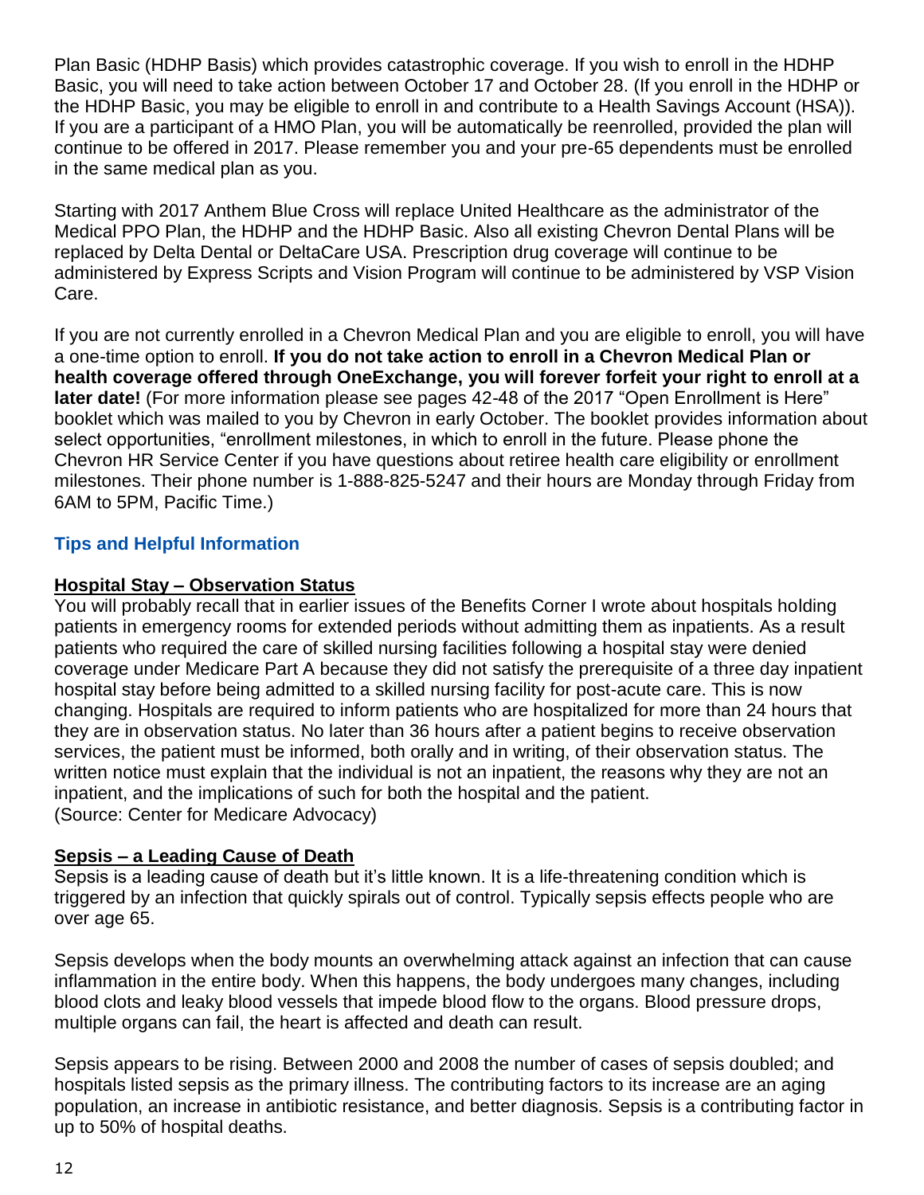Plan Basic (HDHP Basis) which provides catastrophic coverage. If you wish to enroll in the HDHP Basic, you will need to take action between October 17 and October 28. (If you enroll in the HDHP or the HDHP Basic, you may be eligible to enroll in and contribute to a Health Savings Account (HSA)). If you are a participant of a HMO Plan, you will be automatically be reenrolled, provided the plan will continue to be offered in 2017. Please remember you and your pre-65 dependents must be enrolled in the same medical plan as you.

Starting with 2017 Anthem Blue Cross will replace United Healthcare as the administrator of the Medical PPO Plan, the HDHP and the HDHP Basic. Also all existing Chevron Dental Plans will be replaced by Delta Dental or DeltaCare USA. Prescription drug coverage will continue to be administered by Express Scripts and Vision Program will continue to be administered by VSP Vision Care.

If you are not currently enrolled in a Chevron Medical Plan and you are eligible to enroll, you will have a one-time option to enroll. **If you do not take action to enroll in a Chevron Medical Plan or health coverage offered through OneExchange, you will forever forfeit your right to enroll at a later date!** (For more information please see pages 42-48 of the 2017 "Open Enrollment is Here" booklet which was mailed to you by Chevron in early October. The booklet provides information about select opportunities, "enrollment milestones, in which to enroll in the future. Please phone the Chevron HR Service Center if you have questions about retiree health care eligibility or enrollment milestones. Their phone number is 1-888-825-5247 and their hours are Monday through Friday from 6AM to 5PM, Pacific Time.)

## Tips and Helpful Information

### Hospital Stay – Observation Status

You will probably recall that in earlier issues of the Benefits Corner I wrote about hospitals holding patients in emergency rooms for extended periods without admitting them as inpatients. As a result patients who required the care of skilled nursing facilities following a hospital stay were denied coverage under Medicare Part A because they did not satisfy the prerequisite of a three day inpatient hospital stay before being admitted to a skilled nursing facility for post-acute care. This is now changing. Hospitals are required to inform patients who are hospitalized for more than 24 hours that they are in observation status. No later than 36 hours after a patient begins to receive observation services, the patient must be informed, both orally and in writing, of their observation status. The written notice must explain that the individual is not an inpatient, the reasons why they are not an inpatient, and the implications of such for both the hospital and the patient.
(Source: Center for Medicare Advocacy)

### Sepsis – a Leading Cause of Death

Sepsis is a leading cause of death but it's little known. It is a life-threatening condition which is triggered by an infection that quickly spirals out of control. Typically sepsis effects people who are over age 65.

Sepsis develops when the body mounts an overwhelming attack against an infection that can cause inflammation in the entire body. When this happens, the body undergoes many changes, including blood clots and leaky blood vessels that impede blood flow to the organs. Blood pressure drops, multiple organs can fail, the heart is affected and death can result.

Sepsis appears to be rising. Between 2000 and 2008 the number of cases of sepsis doubled; and hospitals listed sepsis as the primary illness. The contributing factors to its increase are an aging population, an increase in antibiotic resistance, and better diagnosis. Sepsis is a contributing factor in up to 50% of hospital deaths.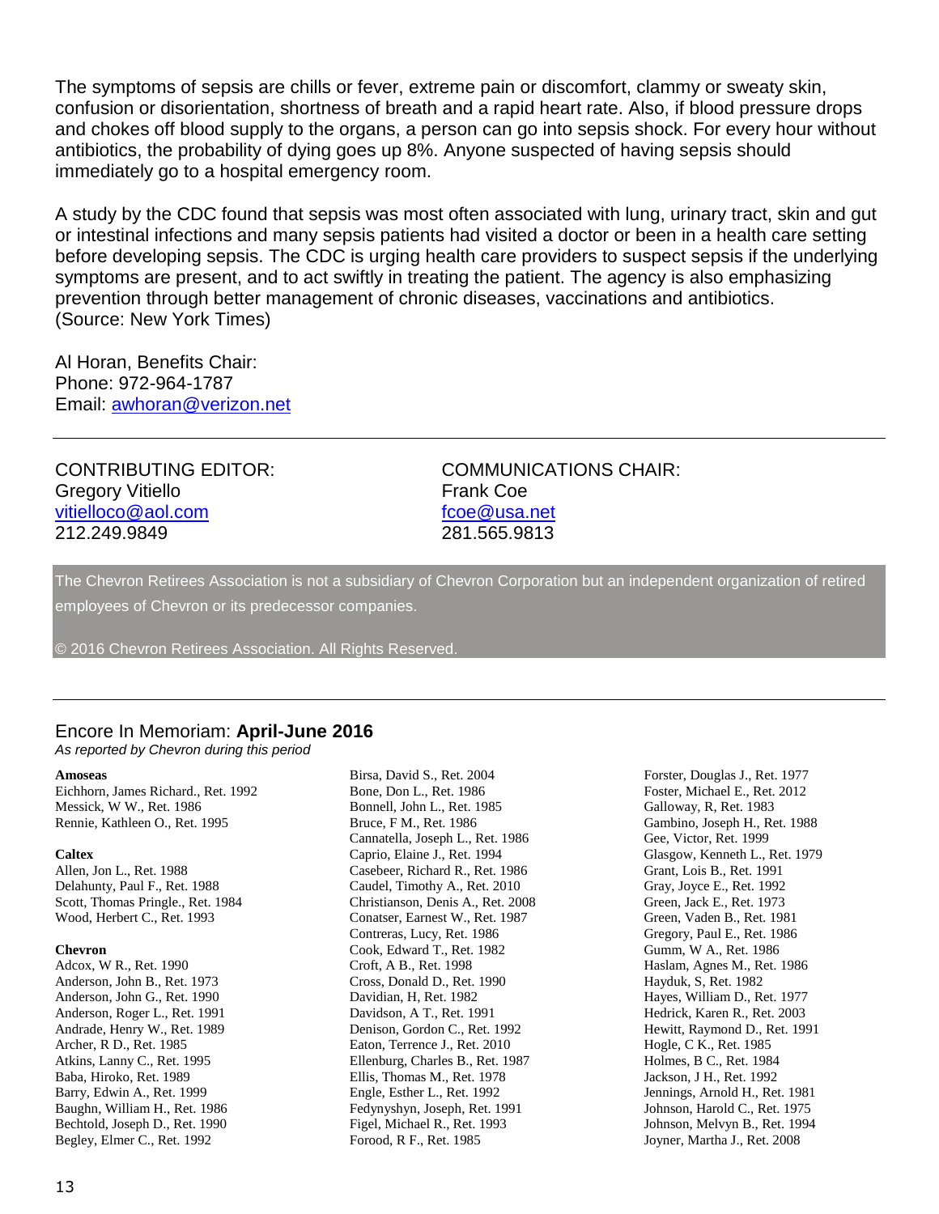The symptoms of sepsis are chills or fever, extreme pain or discomfort, clammy or sweaty skin, confusion or disorientation, shortness of breath and a rapid heart rate. Also, if blood pressure drops and chokes off blood supply to the organs, a person can go into sepsis shock. For every hour without antibiotics, the probability of dying goes up 8%. Anyone suspected of having sepsis should immediately go to a hospital emergency room.

A study by the CDC found that sepsis was most often associated with lung, urinary tract, skin and gut or intestinal infections and many sepsis patients had visited a doctor or been in a health care setting before developing sepsis. The CDC is urging health care providers to suspect sepsis if the underlying symptoms are present, and to act swiftly in treating the patient. The agency is also emphasizing prevention through better management of chronic diseases, vaccinations and antibiotics.
(Source: New York Times)

Al Horan, Benefits Chair:
Phone: 972-964-1787
Email: awhoran@verizon.net

---

CONTRIBUTING EDITOR:
Gregory Vitiello
vitielloco@aol.com
212.249.9849

COMMUNICATIONS CHAIR:
Frank Coe
fcoe@usa.net
281.565.9813

The Chevron Retirees Association is not a subsidiary of Chevron Corporation but an independent organization of retired employees of Chevron or its predecessor companies.

© 2016 Chevron Retirees Association. All Rights Reserved.

---

## Encore In Memoriam: **April-June 2016**

*As reported by Chevron during this period*

**Amoseas**
Eichhorn, James Richard., Ret. 1992
Messick, W W., Ret. 1986
Rennie, Kathleen O., Ret. 1995

**Caltex**
Allen, Jon L., Ret. 1988
Delahunty, Paul F., Ret. 1988
Scott, Thomas Pringle., Ret. 1984
Wood, Herbert C., Ret. 1993

**Chevron**
Adcox, W R., Ret. 1990
Anderson, John B., Ret. 1973
Anderson, John G., Ret. 1990
Anderson, Roger L., Ret. 1991
Andrade, Henry W., Ret. 1989
Archer, R D., Ret. 1985
Atkins, Lanny C., Ret. 1995
Baba, Hiroko, Ret. 1989
Barry, Edwin A., Ret. 1999
Baughn, William H., Ret. 1986
Bechtold, Joseph D., Ret. 1990
Begley, Elmer C., Ret. 1992
Birsa, David S., Ret. 2004
Bone, Don L., Ret. 1986
Bonnell, John L., Ret. 1985
Bruce, F M., Ret. 1986
Cannatella, Joseph L., Ret. 1986
Caprio, Elaine J., Ret. 1994
Casebeer, Richard R., Ret. 1986
Caudel, Timothy A., Ret. 2010
Christianson, Denis A., Ret. 2008
Conatser, Earnest W., Ret. 1987
Contreras, Lucy, Ret. 1986
Cook, Edward T., Ret. 1982
Croft, A B., Ret. 1998
Cross, Donald D., Ret. 1990
Davidian, H, Ret. 1982
Davidson, A T., Ret. 1991
Denison, Gordon C., Ret. 1992
Eaton, Terrence J., Ret. 2010
Ellenburg, Charles B., Ret. 1987
Ellis, Thomas M., Ret. 1978
Engle, Esther L., Ret. 1992
Fedynyshyn, Joseph, Ret. 1991
Figel, Michael R., Ret. 1993
Forood, R F., Ret. 1985
Forster, Douglas J., Ret. 1977
Foster, Michael E., Ret. 2012
Galloway, R, Ret. 1983
Gambino, Joseph H., Ret. 1988
Gee, Victor, Ret. 1999
Glasgow, Kenneth L., Ret. 1979
Grant, Lois B., Ret. 1991
Gray, Joyce E., Ret. 1992
Green, Jack E., Ret. 1973
Green, Vaden B., Ret. 1981
Gregory, Paul E., Ret. 1986
Gumm, W A., Ret. 1986
Haslam, Agnes M., Ret. 1986
Hayduk, S, Ret. 1982
Hayes, William D., Ret. 1977
Hedrick, Karen R., Ret. 2003
Hewitt, Raymond D., Ret. 1991
Hogle, C K., Ret. 1985
Holmes, B C., Ret. 1984
Jackson, J H., Ret. 1992
Jennings, Arnold H., Ret. 1981
Johnson, Harold C., Ret. 1975
Johnson, Melvyn B., Ret. 1994
Joyner, Martha J., Ret. 2008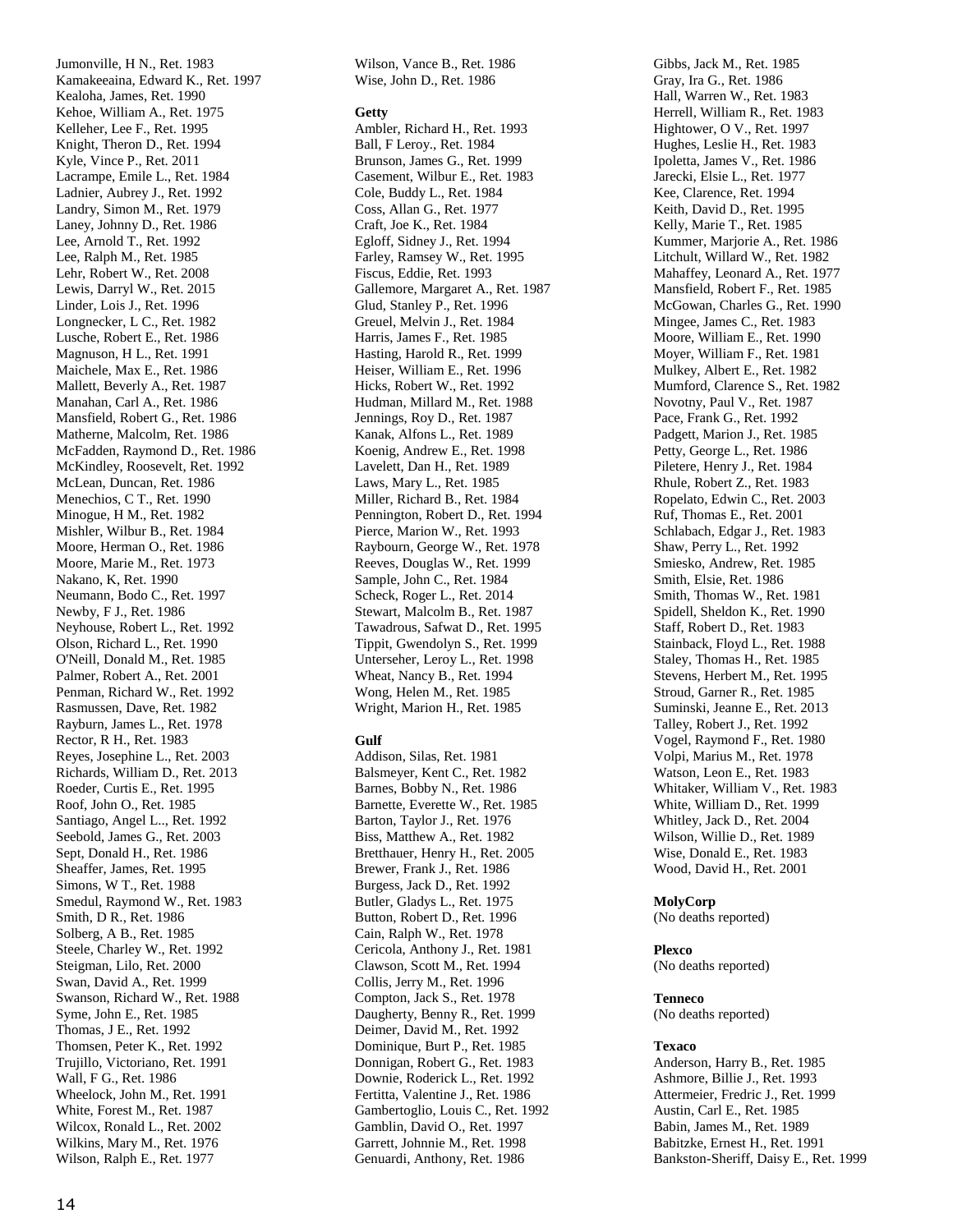Jumonville, H N., Ret. 1983
Kamakeeaina, Edward K., Ret. 1997
Kealoha, James, Ret. 1990
Kehoe, William A., Ret. 1975
Kelleher, Lee F., Ret. 1995
Knight, Theron D., Ret. 1994
Kyle, Vince P., Ret. 2011
Lacrampe, Emile L., Ret. 1984
Ladnier, Aubrey J., Ret. 1992
Landry, Simon M., Ret. 1979
Laney, Johnny D., Ret. 1986
Lee, Arnold T., Ret. 1992
Lee, Ralph M., Ret. 1985
Lehr, Robert W., Ret. 2008
Lewis, Darryl W., Ret. 2015
Linder, Lois J., Ret. 1996
Longnecker, L C., Ret. 1982
Lusche, Robert E., Ret. 1986
Magnuson, H L., Ret. 1991
Maichele, Max E., Ret. 1986
Mallett, Beverly A., Ret. 1987
Manahan, Carl A., Ret. 1986
Mansfield, Robert G., Ret. 1986
Matherne, Malcolm, Ret. 1986
McFadden, Raymond D., Ret. 1986
McKindley, Roosevelt, Ret. 1992
McLean, Duncan, Ret. 1986
Menechios, C T., Ret. 1990
Minogue, H M., Ret. 1982
Mishler, Wilbur B., Ret. 1984
Moore, Herman O., Ret. 1986
Moore, Marie M., Ret. 1973
Nakano, K, Ret. 1990
Neumann, Bodo C., Ret. 1997
Newby, F J., Ret. 1986
Neyhouse, Robert L., Ret. 1992
Olson, Richard L., Ret. 1990
O'Neill, Donald M., Ret. 1985
Palmer, Robert A., Ret. 2001
Penman, Richard W., Ret. 1992
Rasmussen, Dave, Ret. 1982
Rayburn, James L., Ret. 1978
Rector, R H., Ret. 1983
Reyes, Josephine L., Ret. 2003
Richards, William D., Ret. 2013
Roeder, Curtis E., Ret. 1995
Roof, John O., Ret. 1985
Santiago, Angel L.., Ret. 1992
Seebold, James G., Ret. 2003
Sept, Donald H., Ret. 1986
Sheaffer, James, Ret. 1995
Simons, W T., Ret. 1988
Smedul, Raymond W., Ret. 1983
Smith, D R., Ret. 1986
Solberg, A B., Ret. 1985
Steele, Charley W., Ret. 1992
Steigman, Lilo, Ret. 2000
Swan, David A., Ret. 1999
Swanson, Richard W., Ret. 1988
Syme, John E., Ret. 1985
Thomas, J E., Ret. 1992
Thomsen, Peter K., Ret. 1992
Trujillo, Victoriano, Ret. 1991
Wall, F G., Ret. 1986
Wheelock, John M., Ret. 1991
White, Forest M., Ret. 1987
Wilcox, Ronald L., Ret. 2002
Wilkins, Mary M., Ret. 1976
Wilson, Ralph E., Ret. 1977
Wilson, Vance B., Ret. 1986
Wise, John D., Ret. 1986

**Getty**

Ambler, Richard H., Ret. 1993
Ball, F Leroy., Ret. 1984
Brunson, James G., Ret. 1999
Casement, Wilbur E., Ret. 1983
Cole, Buddy L., Ret. 1984
Coss, Allan G., Ret. 1977
Craft, Joe K., Ret. 1984
Egloff, Sidney J., Ret. 1994
Farley, Ramsey W., Ret. 1995
Fiscus, Eddie, Ret. 1993
Gallemore, Margaret A., Ret. 1987
Glud, Stanley P., Ret. 1996
Greuel, Melvin J., Ret. 1984
Harris, James F., Ret. 1985
Hasting, Harold R., Ret. 1999
Heiser, William E., Ret. 1996
Hicks, Robert W., Ret. 1992
Hudman, Millard M., Ret. 1988
Jennings, Roy D., Ret. 1987
Kanak, Alfons L., Ret. 1989
Koenig, Andrew E., Ret. 1998
Lavelett, Dan H., Ret. 1989
Laws, Mary L., Ret. 1985
Miller, Richard B., Ret. 1984
Pennington, Robert D., Ret. 1994
Pierce, Marion W., Ret. 1993
Raybourn, George W., Ret. 1978
Reeves, Douglas W., Ret. 1999
Sample, John C., Ret. 1984
Scheck, Roger L., Ret. 2014
Stewart, Malcolm B., Ret. 1987
Tawadrous, Safwat D., Ret. 1995
Tippit, Gwendolyn S., Ret. 1999
Unterseher, Leroy L., Ret. 1998
Wheat, Nancy B., Ret. 1994
Wong, Helen M., Ret. 1985
Wright, Marion H., Ret. 1985

**Gulf**

Addison, Silas, Ret. 1981
Balsmeyer, Kent C., Ret. 1982
Barnes, Bobby N., Ret. 1986
Barnette, Everette W., Ret. 1985
Barton, Taylor J., Ret. 1976
Biss, Matthew A., Ret. 1982
Bretthauer, Henry H., Ret. 2005
Brewer, Frank J., Ret. 1986
Burgess, Jack D., Ret. 1992
Butler, Gladys L., Ret. 1975
Button, Robert D., Ret. 1996
Cain, Ralph W., Ret. 1978
Cericola, Anthony J., Ret. 1981
Clawson, Scott M., Ret. 1994
Collis, Jerry M., Ret. 1996
Compton, Jack S., Ret. 1978
Daugherty, Benny R., Ret. 1999
Deimer, David M., Ret. 1992
Dominique, Burt P., Ret. 1985
Donnigan, Robert G., Ret. 1983
Downie, Roderick L., Ret. 1992
Fertitta, Valentine J., Ret. 1986
Gambertoglio, Louis C., Ret. 1992
Gamblin, David O., Ret. 1997
Garrett, Johnnie M., Ret. 1998
Genuardi, Anthony, Ret. 1986
Gibbs, Jack M., Ret. 1985
Gray, Ira G., Ret. 1986
Hall, Warren W., Ret. 1983
Herrell, William R., Ret. 1983
Hightower, O V., Ret. 1997
Hughes, Leslie H., Ret. 1983
Ipoletta, James V., Ret. 1986
Jarecki, Elsie L., Ret. 1977
Kee, Clarence, Ret. 1994
Keith, David D., Ret. 1995
Kelly, Marie T., Ret. 1985
Kummer, Marjorie A., Ret. 1986
Litchult, Willard W., Ret. 1982
Mahaffey, Leonard A., Ret. 1977
Mansfield, Robert F., Ret. 1985
McGowan, Charles G., Ret. 1990
Mingee, James C., Ret. 1983
Moore, William E., Ret. 1990
Moyer, William F., Ret. 1981
Mulkey, Albert E., Ret. 1982
Mumford, Clarence S., Ret. 1982
Novotny, Paul V., Ret. 1987
Pace, Frank G., Ret. 1992
Padgett, Marion J., Ret. 1985
Petty, George L., Ret. 1986
Piletere, Henry J., Ret. 1984
Rhule, Robert Z., Ret. 1983
Ropelato, Edwin C., Ret. 2003
Ruf, Thomas E., Ret. 2001
Schlabach, Edgar J., Ret. 1983
Shaw, Perry L., Ret. 1992
Smiesko, Andrew, Ret. 1985
Smith, Elsie, Ret. 1986
Smith, Thomas W., Ret. 1981
Spidell, Sheldon K., Ret. 1990
Staff, Robert D., Ret. 1983
Stainback, Floyd L., Ret. 1988
Staley, Thomas H., Ret. 1985
Stevens, Herbert M., Ret. 1995
Stroud, Garner R., Ret. 1985
Suminski, Jeanne E., Ret. 2013
Talley, Robert J., Ret. 1992
Vogel, Raymond F., Ret. 1980
Volpi, Marius M., Ret. 1978
Watson, Leon E., Ret. 1983
Whitaker, William V., Ret. 1983
White, William D., Ret. 1999
Whitley, Jack D., Ret. 2004
Wilson, Willie D., Ret. 1989
Wise, Donald E., Ret. 1983
Wood, David H., Ret. 2001

**MolyCorp**

(No deaths reported)

**Plexco**

(No deaths reported)

**Tenneco**

(No deaths reported)

**Texaco**

Anderson, Harry B., Ret. 1985
Ashmore, Billie J., Ret. 1993
Attermeier, Fredric J., Ret. 1999
Austin, Carl E., Ret. 1985
Babin, James M., Ret. 1989
Babitzke, Ernest H., Ret. 1991
Bankston-Sheriff, Daisy E., Ret. 1999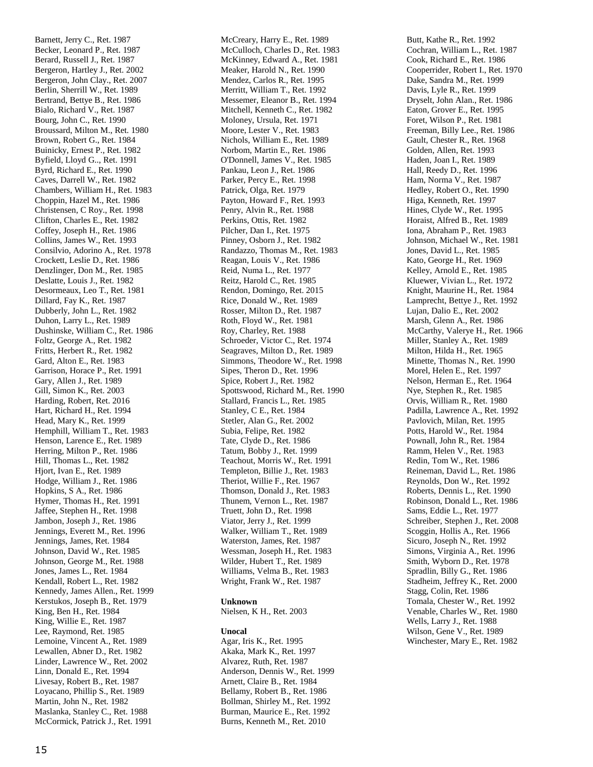Barnett, Jerry C., Ret. 1987
Becker, Leonard P., Ret. 1987
Berard, Russell J., Ret. 1987
Bergeron, Hartley J., Ret. 2002
Bergeron, John Clay., Ret. 2007
Berlin, Sherrill W., Ret. 1989
Bertrand, Bettye B., Ret. 1986
Bialo, Richard V., Ret. 1987
Bourg, John C., Ret. 1990
Broussard, Milton M., Ret. 1980
Brown, Robert G., Ret. 1984
Buinicky, Ernest P., Ret. 1982
Byfield, Lloyd G.., Ret. 1991
Byrd, Richard E., Ret. 1990
Caves, Darrell W., Ret. 1982
Chambers, William H., Ret. 1983
Choppin, Hazel M., Ret. 1986
Christensen, C Roy., Ret. 1998
Clifton, Charles E., Ret. 1982
Coffey, Joseph H., Ret. 1986
Collins, James W., Ret. 1993
Consilvio, Adorino A., Ret. 1978
Crockett, Leslie D., Ret. 1986
Denzlinger, Don M., Ret. 1985
Deslatte, Louis J., Ret. 1982
Desormeaux, Leo T., Ret. 1981
Dillard, Fay K., Ret. 1987
Dubberly, John L., Ret. 1982
Duhon, Larry L., Ret. 1989
Dushinske, William C., Ret. 1986
Foltz, George A., Ret. 1982
Fritts, Herbert R., Ret. 1982
Gard, Alton E., Ret. 1983
Garrison, Horace P., Ret. 1991
Gary, Allen J., Ret. 1989
Gill, Simon K., Ret. 2003
Harding, Robert, Ret. 2016
Hart, Richard H., Ret. 1994
Head, Mary K., Ret. 1999
Hemphill, William T., Ret. 1983
Henson, Larence E., Ret. 1989
Herring, Milton P., Ret. 1986
Hill, Thomas L., Ret. 1982
Hjort, Ivan E., Ret. 1989
Hodge, William J., Ret. 1986
Hopkins, S A., Ret. 1986
Hymer, Thomas H., Ret. 1991
Jaffee, Stephen H., Ret. 1998
Jambon, Joseph J., Ret. 1986
Jennings, Everett M., Ret. 1996
Jennings, James, Ret. 1984
Johnson, David W., Ret. 1985
Johnson, George M., Ret. 1988
Jones, James L., Ret. 1984
Kendall, Robert L., Ret. 1982
Kennedy, James Allen., Ret. 1999
Kerstukos, Joseph B., Ret. 1979
King, Ben H., Ret. 1984
King, Willie E., Ret. 1987
Lee, Raymond, Ret. 1985
Lemoine, Vincent A., Ret. 1989
Lewallen, Abner D., Ret. 1982
Linder, Lawrence W., Ret. 2002
Linn, Donald E., Ret. 1994
Livesay, Robert B., Ret. 1987
Loyacano, Phillip S., Ret. 1989
Martin, John N., Ret. 1982
Maslanka, Stanley C., Ret. 1988
McCormick, Patrick J., Ret. 1991
McCreary, Harry E., Ret. 1989
McCulloch, Charles D., Ret. 1983
McKinney, Edward A., Ret. 1981
Meaker, Harold N., Ret. 1990
Mendez, Carlos R., Ret. 1995
Merritt, William T., Ret. 1992
Messemer, Eleanor B., Ret. 1994
Mitchell, Kenneth C., Ret. 1982
Moloney, Ursula, Ret. 1971
Moore, Lester V., Ret. 1983
Nichols, William E., Ret. 1989
Norbom, Martin E., Ret. 1986
O'Donnell, James V., Ret. 1985
Pankau, Leon J., Ret. 1986
Parker, Percy E., Ret. 1998
Patrick, Olga, Ret. 1979
Payton, Howard F., Ret. 1993
Penry, Alvin R., Ret. 1988
Perkins, Ottis, Ret. 1982
Pilcher, Dan I., Ret. 1975
Pinney, Osborn J., Ret. 1982
Randazzo, Thomas M., Ret. 1983
Reagan, Louis V., Ret. 1986
Reid, Numa L., Ret. 1977
Reitz, Harold C., Ret. 1985
Rendon, Domingo, Ret. 2015
Rice, Donald W., Ret. 1989
Rosser, Milton D., Ret. 1987
Roth, Floyd W., Ret. 1981
Roy, Charley, Ret. 1988
Schroeder, Victor C., Ret. 1974
Seagraves, Milton D., Ret. 1989
Simmons, Theodore W., Ret. 1998
Sipes, Theron D., Ret. 1996
Spice, Robert J., Ret. 1982
Spottswood, Richard M., Ret. 1990
Stallard, Francis L., Ret. 1985
Stanley, C E., Ret. 1984
Stetler, Alan G., Ret. 2002
Subia, Felipe, Ret. 1982
Tate, Clyde D., Ret. 1986
Tatum, Bobby J., Ret. 1999
Teachout, Morris W., Ret. 1991
Templeton, Billie J., Ret. 1983
Theriot, Willie F., Ret. 1967
Thomson, Donald J., Ret. 1983
Thunem, Vernon L., Ret. 1987
Truett, John D., Ret. 1998
Viator, Jerry J., Ret. 1999
Walker, William T., Ret. 1989
Waterston, James, Ret. 1987
Wessman, Joseph H., Ret. 1983
Wilder, Hubert T., Ret. 1989
Williams, Velma B., Ret. 1983
Wright, Frank W., Ret. 1987

**Unknown**

Nielsen, K H., Ret. 2003

**Unocal**

Agar, Iris K., Ret. 1995
Akaka, Mark K., Ret. 1997
Alvarez, Ruth, Ret. 1987
Anderson, Dennis W., Ret. 1999
Arnett, Claire B., Ret. 1984
Bellamy, Robert B., Ret. 1986
Bollman, Shirley M., Ret. 1992
Burman, Maurice E., Ret. 1992
Burns, Kenneth M., Ret. 2010
Butt, Kathe R., Ret. 1992
Cochran, William L., Ret. 1987
Cook, Richard E., Ret. 1986
Cooperrider, Robert I., Ret. 1970
Dake, Sandra M., Ret. 1999
Davis, Lyle R., Ret. 1999
Dryselt, John Alan., Ret. 1986
Eaton, Grover E., Ret. 1995
Foret, Wilson P., Ret. 1981
Freeman, Billy Lee., Ret. 1986
Gault, Chester R., Ret. 1968
Golden, Allen, Ret. 1993
Haden, Joan I., Ret. 1989
Hall, Reedy D., Ret. 1996
Ham, Norma V., Ret. 1987
Hedley, Robert O., Ret. 1990
Higa, Kenneth, Ret. 1997
Hines, Clyde W., Ret. 1995
Horaist, Alfred B., Ret. 1989
Iona, Abraham P., Ret. 1983
Johnson, Michael W., Ret. 1981
Jones, David L., Ret. 1985
Kato, George H., Ret. 1969
Kelley, Arnold E., Ret. 1985
Kluewer, Vivian L., Ret. 1972
Knight, Maurine H., Ret. 1984
Lamprecht, Bettye J., Ret. 1992
Lujan, Dalio E., Ret. 2002
Marsh, Glenn A., Ret. 1986
McCarthy, Valerye H., Ret. 1966
Miller, Stanley A., Ret. 1989
Milton, Hilda H., Ret. 1965
Minette, Thomas N., Ret. 1990
Morel, Helen E., Ret. 1997
Nelson, Herman E., Ret. 1964
Nye, Stephen R., Ret. 1985
Orvis, William R., Ret. 1980
Padilla, Lawrence A., Ret. 1992
Pavlovich, Milan, Ret. 1995
Potts, Harold W., Ret. 1984
Pownall, John R., Ret. 1984
Ramm, Helen V., Ret. 1983
Redin, Tom W., Ret. 1986
Reineman, David L., Ret. 1986
Reynolds, Don W., Ret. 1992
Roberts, Dennis L., Ret. 1990
Robinson, Donald L., Ret. 1986
Sams, Eddie L., Ret. 1977
Schreiber, Stephen J., Ret. 2008
Scoggin, Hollis A., Ret. 1966
Sicuro, Joseph N., Ret. 1992
Simons, Virginia A., Ret. 1996
Smith, Wyborn D., Ret. 1978
Spradlin, Billy G., Ret. 1986
Stadheim, Jeffrey K., Ret. 2000
Stagg, Colin, Ret. 1986
Tomala, Chester W., Ret. 1992
Venable, Charles W., Ret. 1980
Wells, Larry J., Ret. 1988
Wilson, Gene V., Ret. 1989
Winchester, Mary E., Ret. 1982